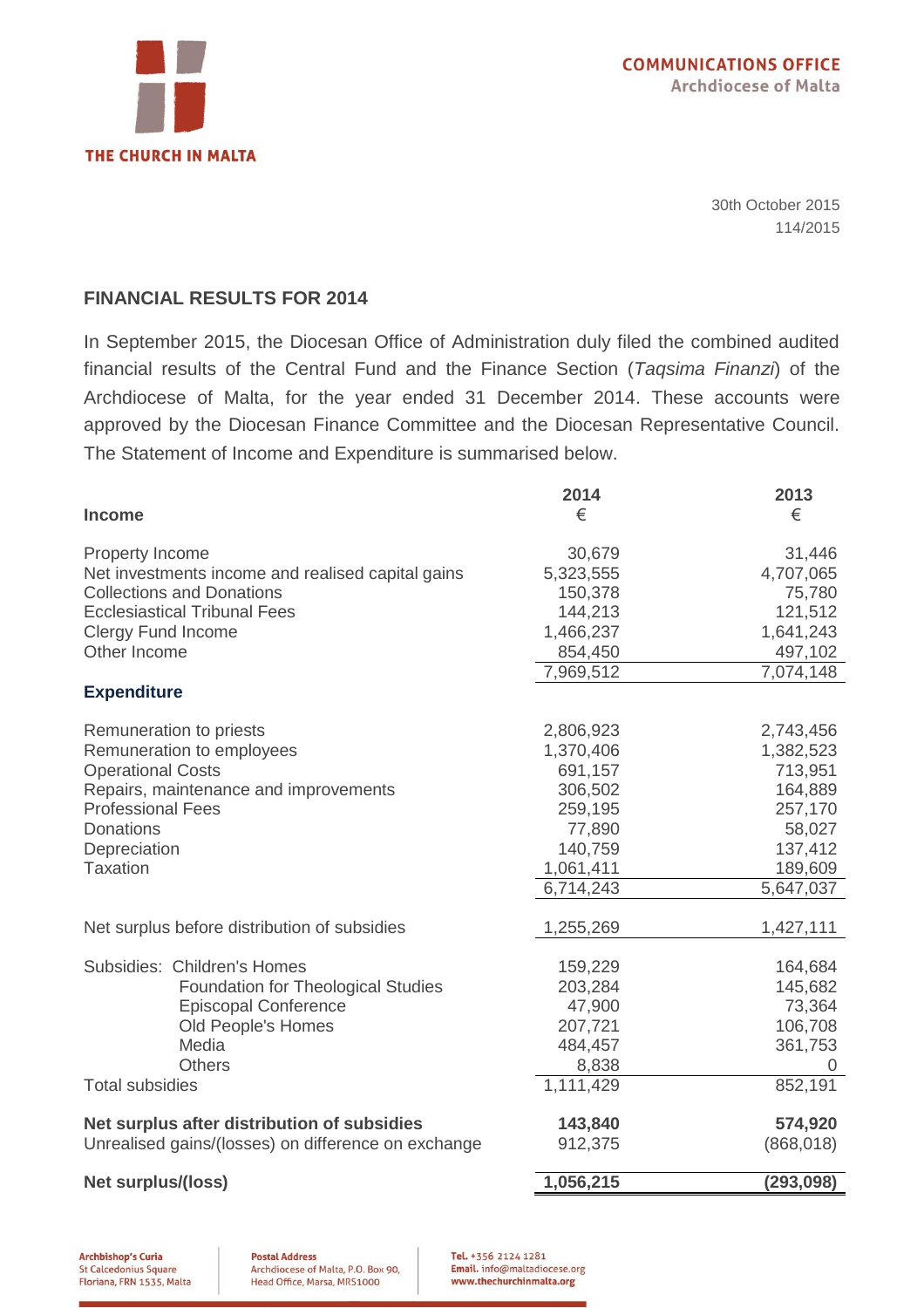COMMUNICATIONS OFFICE
Archdiocese of Malta

THE CHURCH IN MALTA

30th October 2015
114/2015

## FINANCIAL RESULTS FOR 2014

In September 2015, the Diocesan Office of Administration duly filed the combined audited financial results of the Central Fund and the Finance Section (*Taqsima Finanzi*) of the Archdiocese of Malta, for the year ended 31 December 2014. These accounts were approved by the Diocesan Finance Committee and the Diocesan Representative Council. The Statement of Income and Expenditure is summarised below.

| | 2014<br>€ | 2013<br>€ |
|---|---|---|
| **Income** | | |
| Property Income | 30,679 | 31,446 |
| Net investments income and realised capital gains | 5,323,555 | 4,707,065 |
| Collections and Donations | 150,378 | 75,780 |
| Ecclesiastical Tribunal Fees | 144,213 | 121,512 |
| Clergy Fund Income | 1,466,237 | 1,641,243 |
| Other Income | 854,450 | 497,102 |
| | 7,969,512 | 7,074,148 |
| **Expenditure** | | |
| Remuneration to priests | 2,806,923 | 2,743,456 |
| Remuneration to employees | 1,370,406 | 1,382,523 |
| Operational Costs | 691,157 | 713,951 |
| Repairs, maintenance and improvements | 306,502 | 164,889 |
| Professional Fees | 259,195 | 257,170 |
| Donations | 77,890 | 58,027 |
| Depreciation | 140,759 | 137,412 |
| Taxation | 1,061,411 | 189,609 |
| | 6,714,243 | 5,647,037 |
| Net surplus before distribution of subsidies | 1,255,269 | 1,427,111 |
| Subsidies: Children's Homes | 159,229 | 164,684 |
| Foundation for Theological Studies | 203,284 | 145,682 |
| Episcopal Conference | 47,900 | 73,364 |
| Old People's Homes | 207,721 | 106,708 |
| Media | 484,457 | 361,753 |
| Others | 8,838 | 0 |
| Total subsidies | 1,111,429 | 852,191 |
| **Net surplus after distribution of subsidies** | **143,840** | **574,920** |
| Unrealised gains/(losses) on difference on exchange | 912,375 | (868,018) |
| **Net surplus/(loss)** | **1,056,215** | **(293,098)** |

**Archbishop's Curia**
St Calcedonius Square
Floriana, FRN 1535, Malta

**Postal Address**
Archdiocese of Malta, P.O. Box 90,
Head Office, Marsa, MRS1000

**Tel.** +356 2124 1281
**Email.** info@maltadiocese.org
**www.thechurchinmalta.org**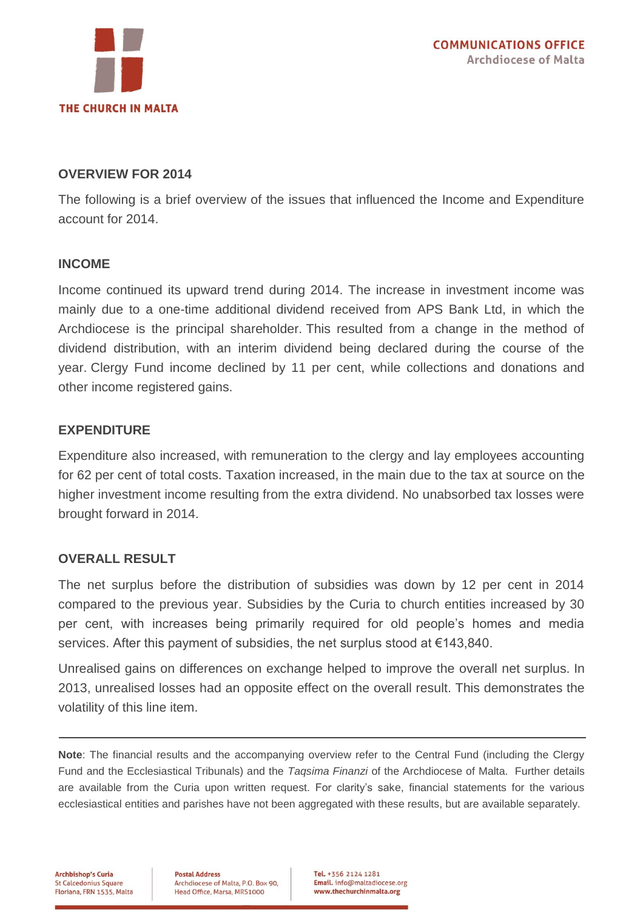## OVERVIEW FOR 2014

The following is a brief overview of the issues that influenced the Income and Expenditure account for 2014.

## INCOME

Income continued its upward trend during 2014. The increase in investment income was mainly due to a one-time additional dividend received from APS Bank Ltd, in which the Archdiocese is the principal shareholder. This resulted from a change in the method of dividend distribution, with an interim dividend being declared during the course of the year. Clergy Fund income declined by 11 per cent, while collections and donations and other income registered gains.

## EXPENDITURE

Expenditure also increased, with remuneration to the clergy and lay employees accounting for 62 per cent of total costs. Taxation increased, in the main due to the tax at source on the higher investment income resulting from the extra dividend. No unabsorbed tax losses were brought forward in 2014.

## OVERALL RESULT

The net surplus before the distribution of subsidies was down by 12 per cent in 2014 compared to the previous year. Subsidies by the Curia to church entities increased by 30 per cent, with increases being primarily required for old people's homes and media services. After this payment of subsidies, the net surplus stood at €143,840.

Unrealised gains on differences on exchange helped to improve the overall net surplus. In 2013, unrealised losses had an opposite effect on the overall result. This demonstrates the volatility of this line item.

---

**Note**: The financial results and the accompanying overview refer to the Central Fund (including the Clergy Fund and the Ecclesiastical Tribunals) and the *Taqsima Finanzi* of the Archdiocese of Malta. Further details are available from the Curia upon written request. For clarity's sake, financial statements for the various ecclesiastical entities and parishes have not been aggregated with these results, but are available separately.